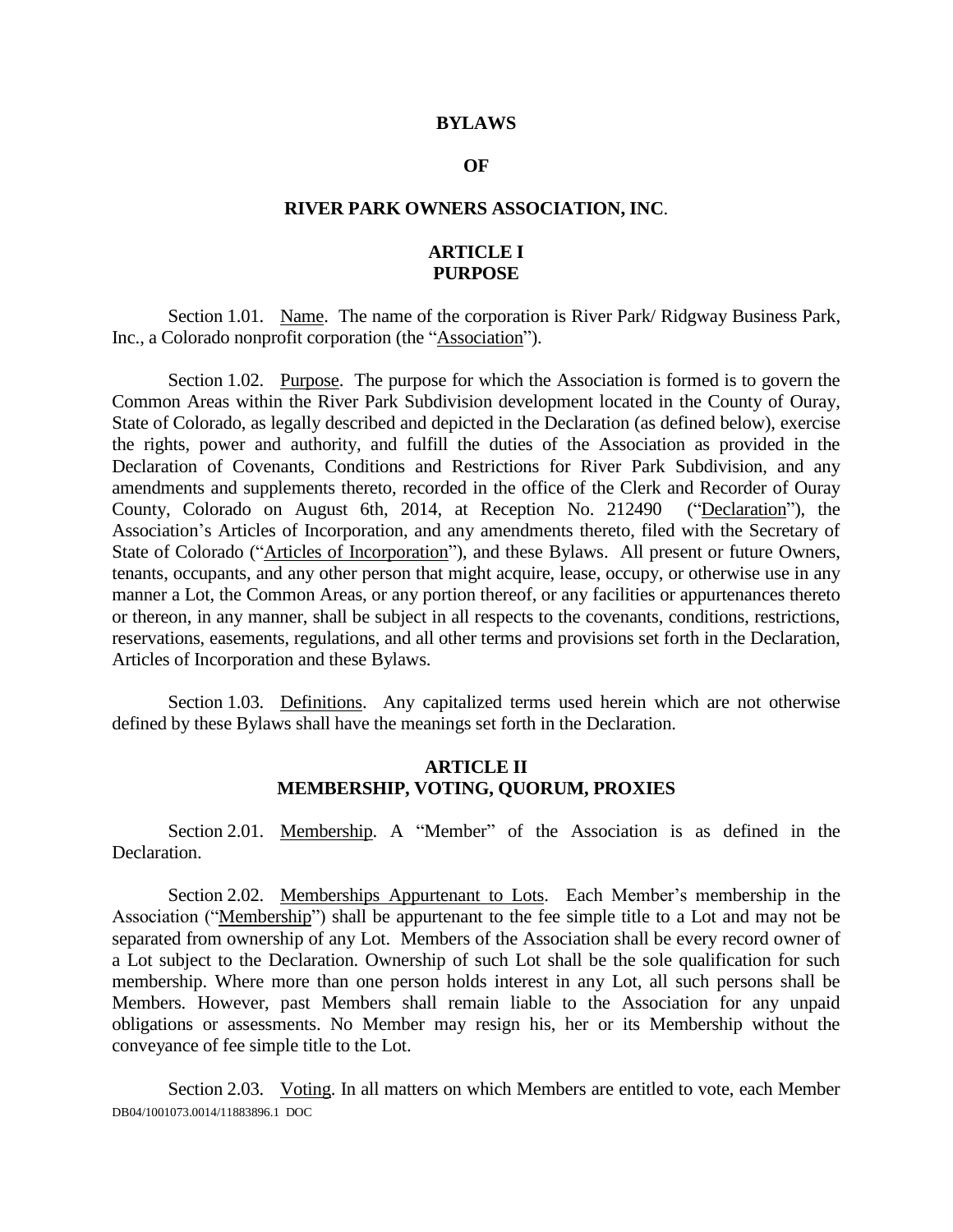# BYLAWS

# OF

# RIVER PARK OWNERS ASSOCIATION, INC.

## ARTICLE I
## PURPOSE

Section 1.01. Name. The name of the corporation is River Park/ Ridgway Business Park, Inc., a Colorado nonprofit corporation (the "Association").

Section 1.02. Purpose. The purpose for which the Association is formed is to govern the Common Areas within the River Park Subdivision development located in the County of Ouray, State of Colorado, as legally described and depicted in the Declaration (as defined below), exercise the rights, power and authority, and fulfill the duties of the Association as provided in the Declaration of Covenants, Conditions and Restrictions for River Park Subdivision, and any amendments and supplements thereto, recorded in the office of the Clerk and Recorder of Ouray County, Colorado on August 6th, 2014, at Reception No. 212490 ("Declaration"), the Association's Articles of Incorporation, and any amendments thereto, filed with the Secretary of State of Colorado ("Articles of Incorporation"), and these Bylaws. All present or future Owners, tenants, occupants, and any other person that might acquire, lease, occupy, or otherwise use in any manner a Lot, the Common Areas, or any portion thereof, or any facilities or appurtenances thereto or thereon, in any manner, shall be subject in all respects to the covenants, conditions, restrictions, reservations, easements, regulations, and all other terms and provisions set forth in the Declaration, Articles of Incorporation and these Bylaws.

Section 1.03. Definitions. Any capitalized terms used herein which are not otherwise defined by these Bylaws shall have the meanings set forth in the Declaration.

## ARTICLE II
## MEMBERSHIP, VOTING, QUORUM, PROXIES

Section 2.01. Membership. A "Member" of the Association is as defined in the Declaration.

Section 2.02. Memberships Appurtenant to Lots. Each Member's membership in the Association ("Membership") shall be appurtenant to the fee simple title to a Lot and may not be separated from ownership of any Lot. Members of the Association shall be every record owner of a Lot subject to the Declaration. Ownership of such Lot shall be the sole qualification for such membership. Where more than one person holds interest in any Lot, all such persons shall be Members. However, past Members shall remain liable to the Association for any unpaid obligations or assessments. No Member may resign his, her or its Membership without the conveyance of fee simple title to the Lot.

Section 2.03. Voting. In all matters on which Members are entitled to vote, each Member

DB04/1001073.0014/11883896.1 DOC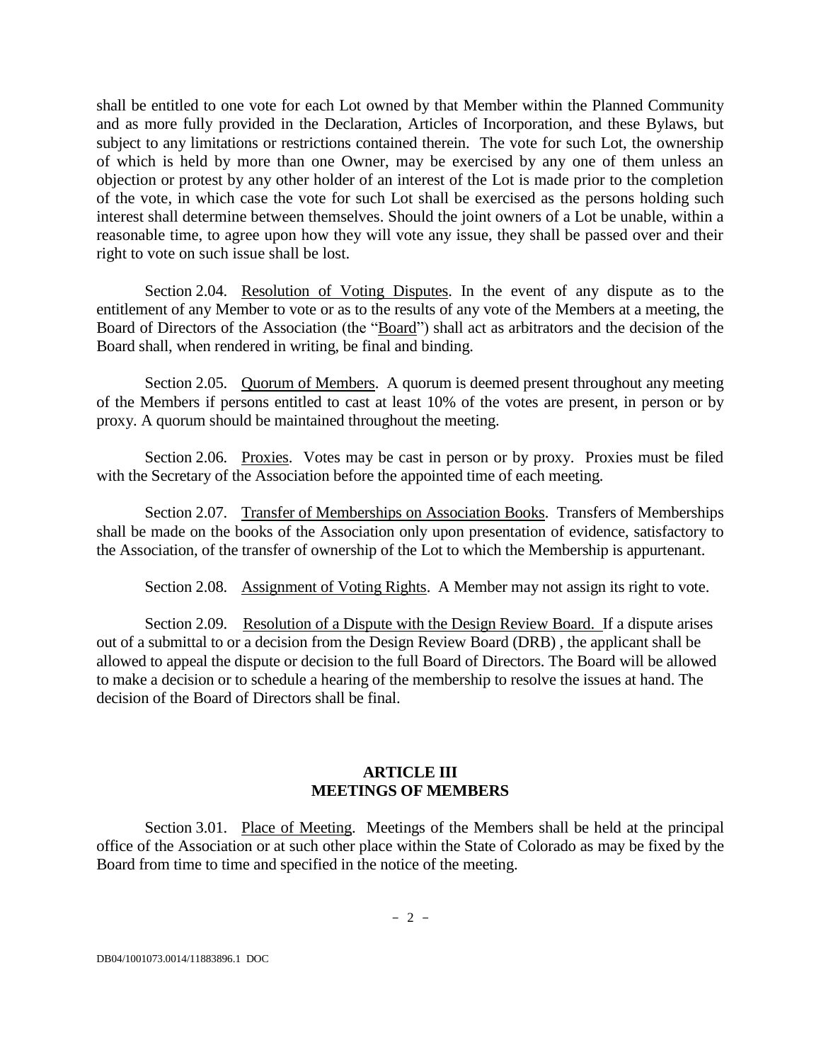shall be entitled to one vote for each Lot owned by that Member within the Planned Community and as more fully provided in the Declaration, Articles of Incorporation, and these Bylaws, but subject to any limitations or restrictions contained therein. The vote for such Lot, the ownership of which is held by more than one Owner, may be exercised by any one of them unless an objection or protest by any other holder of an interest of the Lot is made prior to the completion of the vote, in which case the vote for such Lot shall be exercised as the persons holding such interest shall determine between themselves. Should the joint owners of a Lot be unable, within a reasonable time, to agree upon how they will vote any issue, they shall be passed over and their right to vote on such issue shall be lost.

Section 2.04. Resolution of Voting Disputes. In the event of any dispute as to the entitlement of any Member to vote or as to the results of any vote of the Members at a meeting, the Board of Directors of the Association (the "Board") shall act as arbitrators and the decision of the Board shall, when rendered in writing, be final and binding.

Section 2.05. Quorum of Members. A quorum is deemed present throughout any meeting of the Members if persons entitled to cast at least 10% of the votes are present, in person or by proxy. A quorum should be maintained throughout the meeting.

Section 2.06. Proxies. Votes may be cast in person or by proxy. Proxies must be filed with the Secretary of the Association before the appointed time of each meeting.

Section 2.07. Transfer of Memberships on Association Books. Transfers of Memberships shall be made on the books of the Association only upon presentation of evidence, satisfactory to the Association, of the transfer of ownership of the Lot to which the Membership is appurtenant.

Section 2.08. Assignment of Voting Rights. A Member may not assign its right to vote.

Section 2.09. Resolution of a Dispute with the Design Review Board. If a dispute arises out of a submittal to or a decision from the Design Review Board (DRB) , the applicant shall be allowed to appeal the dispute or decision to the full Board of Directors. The Board will be allowed to make a decision or to schedule a hearing of the membership to resolve the issues at hand. The decision of the Board of Directors shall be final.

## ARTICLE III
## MEETINGS OF MEMBERS

Section 3.01. Place of Meeting. Meetings of the Members shall be held at the principal office of the Association or at such other place within the State of Colorado as may be fixed by the Board from time to time and specified in the notice of the meeting.

DB04/1001073.0014/11883896.1 DOC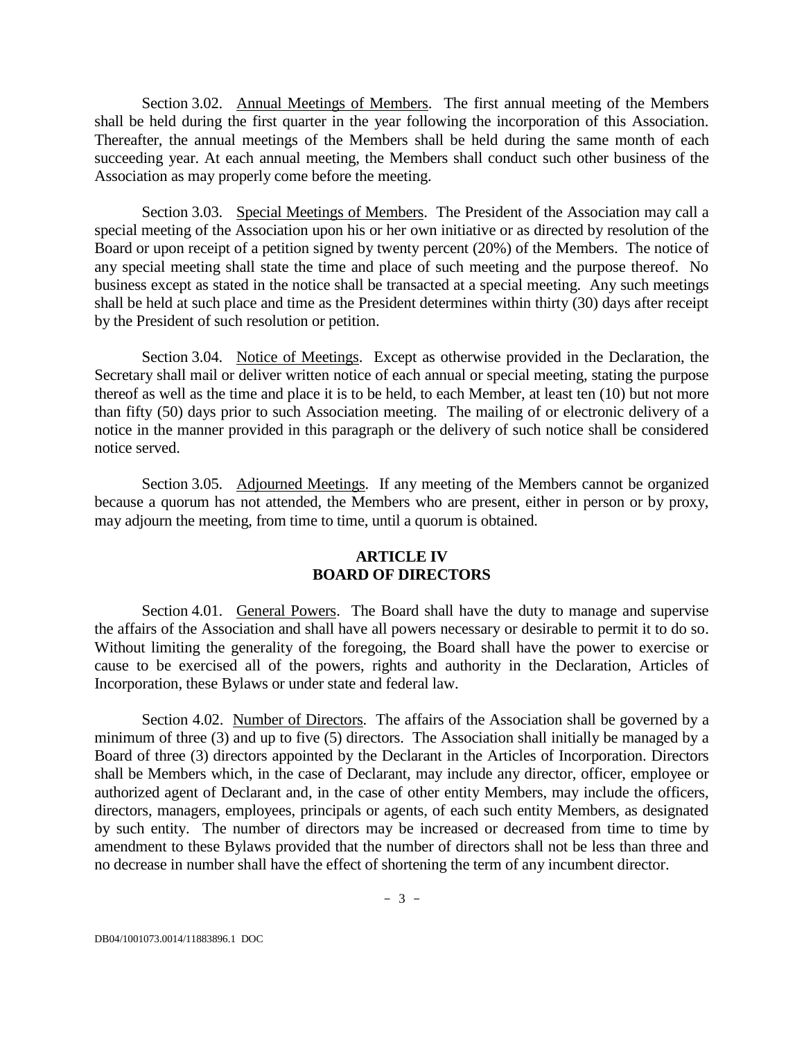Section 3.02. Annual Meetings of Members. The first annual meeting of the Members shall be held during the first quarter in the year following the incorporation of this Association. Thereafter, the annual meetings of the Members shall be held during the same month of each succeeding year. At each annual meeting, the Members shall conduct such other business of the Association as may properly come before the meeting.

Section 3.03. Special Meetings of Members. The President of the Association may call a special meeting of the Association upon his or her own initiative or as directed by resolution of the Board or upon receipt of a petition signed by twenty percent (20%) of the Members. The notice of any special meeting shall state the time and place of such meeting and the purpose thereof. No business except as stated in the notice shall be transacted at a special meeting. Any such meetings shall be held at such place and time as the President determines within thirty (30) days after receipt by the President of such resolution or petition.

Section 3.04. Notice of Meetings. Except as otherwise provided in the Declaration, the Secretary shall mail or deliver written notice of each annual or special meeting, stating the purpose thereof as well as the time and place it is to be held, to each Member, at least ten (10) but not more than fifty (50) days prior to such Association meeting. The mailing of or electronic delivery of a notice in the manner provided in this paragraph or the delivery of such notice shall be considered notice served.

Section 3.05. Adjourned Meetings. If any meeting of the Members cannot be organized because a quorum has not attended, the Members who are present, either in person or by proxy, may adjourn the meeting, from time to time, until a quorum is obtained.

## ARTICLE IV
## BOARD OF DIRECTORS

Section 4.01. General Powers. The Board shall have the duty to manage and supervise the affairs of the Association and shall have all powers necessary or desirable to permit it to do so. Without limiting the generality of the foregoing, the Board shall have the power to exercise or cause to be exercised all of the powers, rights and authority in the Declaration, Articles of Incorporation, these Bylaws or under state and federal law.

Section 4.02. Number of Directors. The affairs of the Association shall be governed by a minimum of three (3) and up to five (5) directors. The Association shall initially be managed by a Board of three (3) directors appointed by the Declarant in the Articles of Incorporation. Directors shall be Members which, in the case of Declarant, may include any director, officer, employee or authorized agent of Declarant and, in the case of other entity Members, may include the officers, directors, managers, employees, principals or agents, of each such entity Members, as designated by such entity. The number of directors may be increased or decreased from time to time by amendment to these Bylaws provided that the number of directors shall not be less than three and no decrease in number shall have the effect of shortening the term of any incumbent director.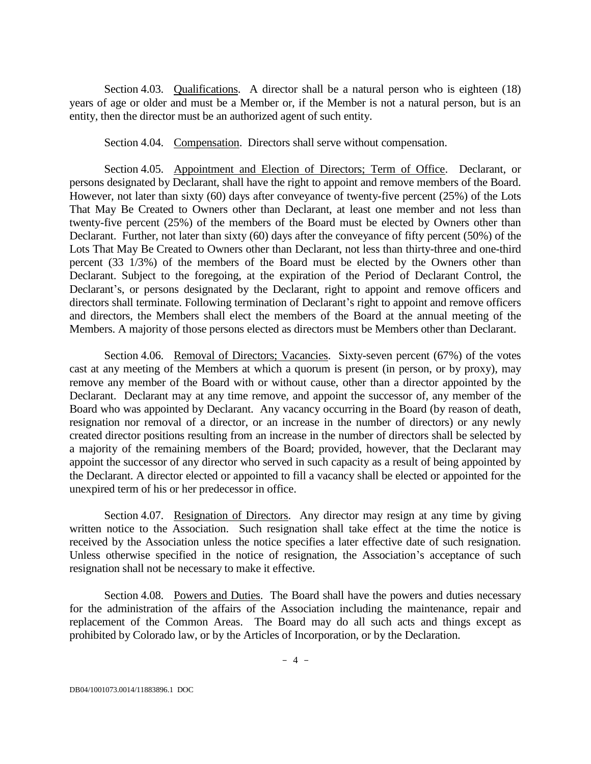Section 4.03. Qualifications. A director shall be a natural person who is eighteen (18) years of age or older and must be a Member or, if the Member is not a natural person, but is an entity, then the director must be an authorized agent of such entity.

Section 4.04. Compensation. Directors shall serve without compensation.

Section 4.05. Appointment and Election of Directors; Term of Office. Declarant, or persons designated by Declarant, shall have the right to appoint and remove members of the Board. However, not later than sixty (60) days after conveyance of twenty-five percent (25%) of the Lots That May Be Created to Owners other than Declarant, at least one member and not less than twenty-five percent (25%) of the members of the Board must be elected by Owners other than Declarant. Further, not later than sixty (60) days after the conveyance of fifty percent (50%) of the Lots That May Be Created to Owners other than Declarant, not less than thirty-three and one-third percent (33 1/3%) of the members of the Board must be elected by the Owners other than Declarant. Subject to the foregoing, at the expiration of the Period of Declarant Control, the Declarant's, or persons designated by the Declarant, right to appoint and remove officers and directors shall terminate. Following termination of Declarant's right to appoint and remove officers and directors, the Members shall elect the members of the Board at the annual meeting of the Members. A majority of those persons elected as directors must be Members other than Declarant.

Section 4.06. Removal of Directors; Vacancies. Sixty-seven percent (67%) of the votes cast at any meeting of the Members at which a quorum is present (in person, or by proxy), may remove any member of the Board with or without cause, other than a director appointed by the Declarant. Declarant may at any time remove, and appoint the successor of, any member of the Board who was appointed by Declarant. Any vacancy occurring in the Board (by reason of death, resignation nor removal of a director, or an increase in the number of directors) or any newly created director positions resulting from an increase in the number of directors shall be selected by a majority of the remaining members of the Board; provided, however, that the Declarant may appoint the successor of any director who served in such capacity as a result of being appointed by the Declarant. A director elected or appointed to fill a vacancy shall be elected or appointed for the unexpired term of his or her predecessor in office.

Section 4.07. Resignation of Directors. Any director may resign at any time by giving written notice to the Association. Such resignation shall take effect at the time the notice is received by the Association unless the notice specifies a later effective date of such resignation. Unless otherwise specified in the notice of resignation, the Association's acceptance of such resignation shall not be necessary to make it effective.

Section 4.08. Powers and Duties. The Board shall have the powers and duties necessary for the administration of the affairs of the Association including the maintenance, repair and replacement of the Common Areas. The Board may do all such acts and things except as prohibited by Colorado law, or by the Articles of Incorporation, or by the Declaration.

DB04/1001073.0014/11883896.1 DOC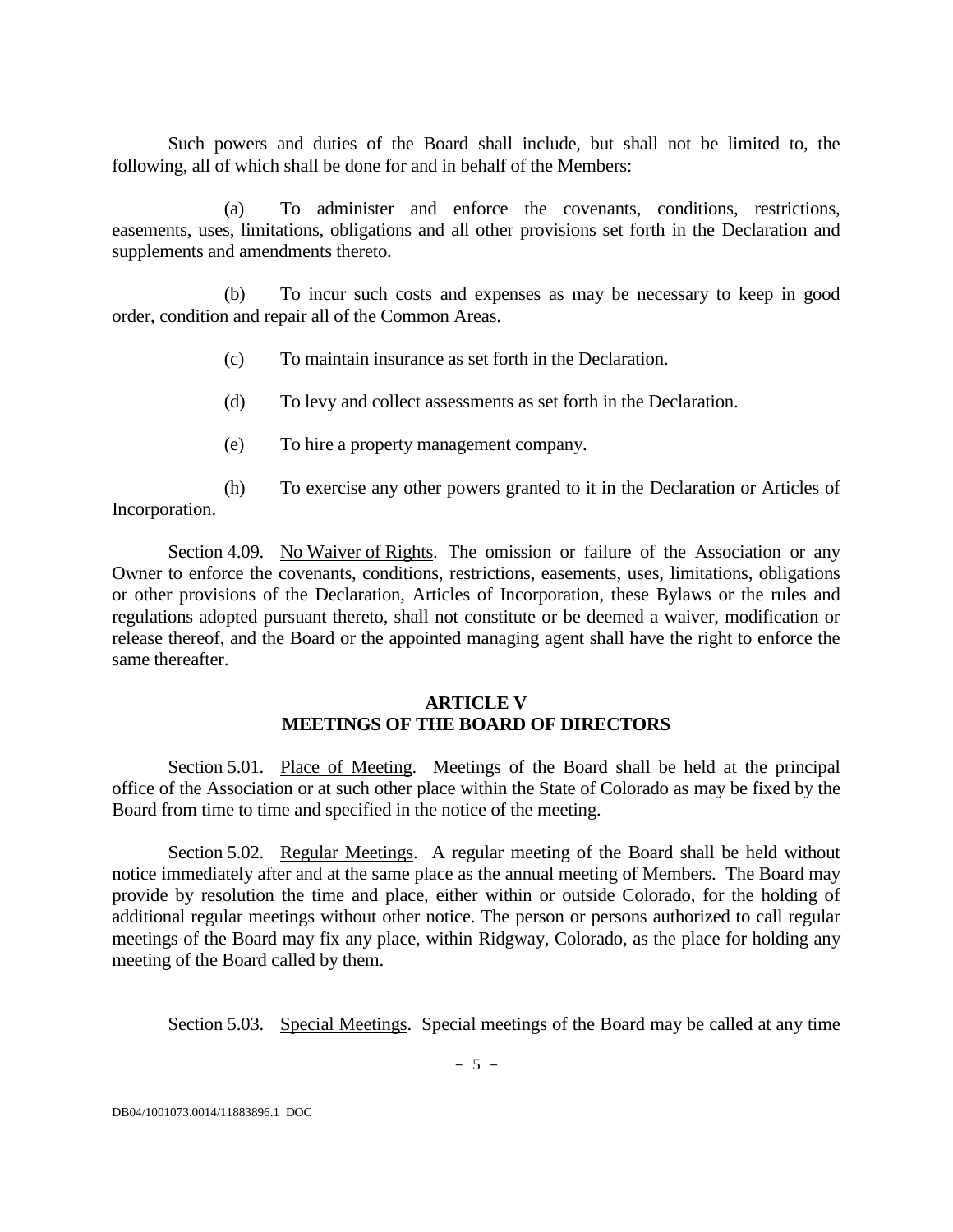Such powers and duties of the Board shall include, but shall not be limited to, the following, all of which shall be done for and in behalf of the Members:

(a) To administer and enforce the covenants, conditions, restrictions, easements, uses, limitations, obligations and all other provisions set forth in the Declaration and supplements and amendments thereto.

(b) To incur such costs and expenses as may be necessary to keep in good order, condition and repair all of the Common Areas.

(c) To maintain insurance as set forth in the Declaration.

(d) To levy and collect assessments as set forth in the Declaration.

(e) To hire a property management company.

(h) To exercise any other powers granted to it in the Declaration or Articles of Incorporation.

Section 4.09. No Waiver of Rights. The omission or failure of the Association or any Owner to enforce the covenants, conditions, restrictions, easements, uses, limitations, obligations or other provisions of the Declaration, Articles of Incorporation, these Bylaws or the rules and regulations adopted pursuant thereto, shall not constitute or be deemed a waiver, modification or release thereof, and the Board or the appointed managing agent shall have the right to enforce the same thereafter.

## ARTICLE V
## MEETINGS OF THE BOARD OF DIRECTORS

Section 5.01. Place of Meeting. Meetings of the Board shall be held at the principal office of the Association or at such other place within the State of Colorado as may be fixed by the Board from time to time and specified in the notice of the meeting.

Section 5.02. Regular Meetings. A regular meeting of the Board shall be held without notice immediately after and at the same place as the annual meeting of Members. The Board may provide by resolution the time and place, either within or outside Colorado, for the holding of additional regular meetings without other notice. The person or persons authorized to call regular meetings of the Board may fix any place, within Ridgway, Colorado, as the place for holding any meeting of the Board called by them.

Section 5.03. Special Meetings. Special meetings of the Board may be called at any time

DB04/1001073.0014/11883896.1 DOC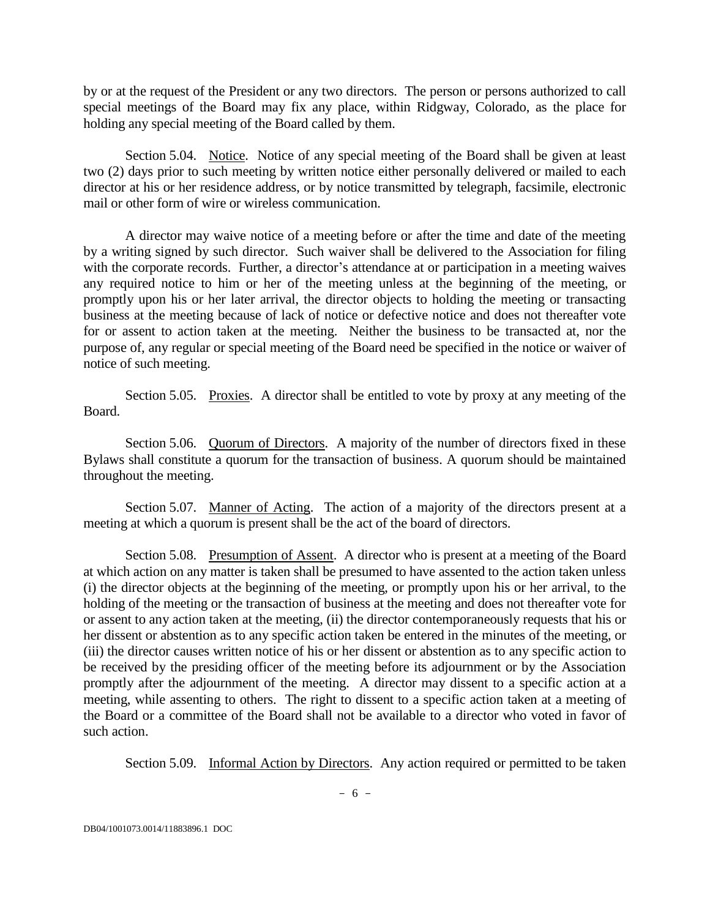by or at the request of the President or any two directors. The person or persons authorized to call special meetings of the Board may fix any place, within Ridgway, Colorado, as the place for holding any special meeting of the Board called by them.

Section 5.04. Notice. Notice of any special meeting of the Board shall be given at least two (2) days prior to such meeting by written notice either personally delivered or mailed to each director at his or her residence address, or by notice transmitted by telegraph, facsimile, electronic mail or other form of wire or wireless communication.

A director may waive notice of a meeting before or after the time and date of the meeting by a writing signed by such director. Such waiver shall be delivered to the Association for filing with the corporate records. Further, a director's attendance at or participation in a meeting waives any required notice to him or her of the meeting unless at the beginning of the meeting, or promptly upon his or her later arrival, the director objects to holding the meeting or transacting business at the meeting because of lack of notice or defective notice and does not thereafter vote for or assent to action taken at the meeting. Neither the business to be transacted at, nor the purpose of, any regular or special meeting of the Board need be specified in the notice or waiver of notice of such meeting.

Section 5.05. Proxies. A director shall be entitled to vote by proxy at any meeting of the Board.

Section 5.06. Quorum of Directors. A majority of the number of directors fixed in these Bylaws shall constitute a quorum for the transaction of business. A quorum should be maintained throughout the meeting.

Section 5.07. Manner of Acting. The action of a majority of the directors present at a meeting at which a quorum is present shall be the act of the board of directors.

Section 5.08. Presumption of Assent. A director who is present at a meeting of the Board at which action on any matter is taken shall be presumed to have assented to the action taken unless (i) the director objects at the beginning of the meeting, or promptly upon his or her arrival, to the holding of the meeting or the transaction of business at the meeting and does not thereafter vote for or assent to any action taken at the meeting, (ii) the director contemporaneously requests that his or her dissent or abstention as to any specific action taken be entered in the minutes of the meeting, or (iii) the director causes written notice of his or her dissent or abstention as to any specific action to be received by the presiding officer of the meeting before its adjournment or by the Association promptly after the adjournment of the meeting. A director may dissent to a specific action at a meeting, while assenting to others. The right to dissent to a specific action taken at a meeting of the Board or a committee of the Board shall not be available to a director who voted in favor of such action.

Section 5.09. Informal Action by Directors. Any action required or permitted to be taken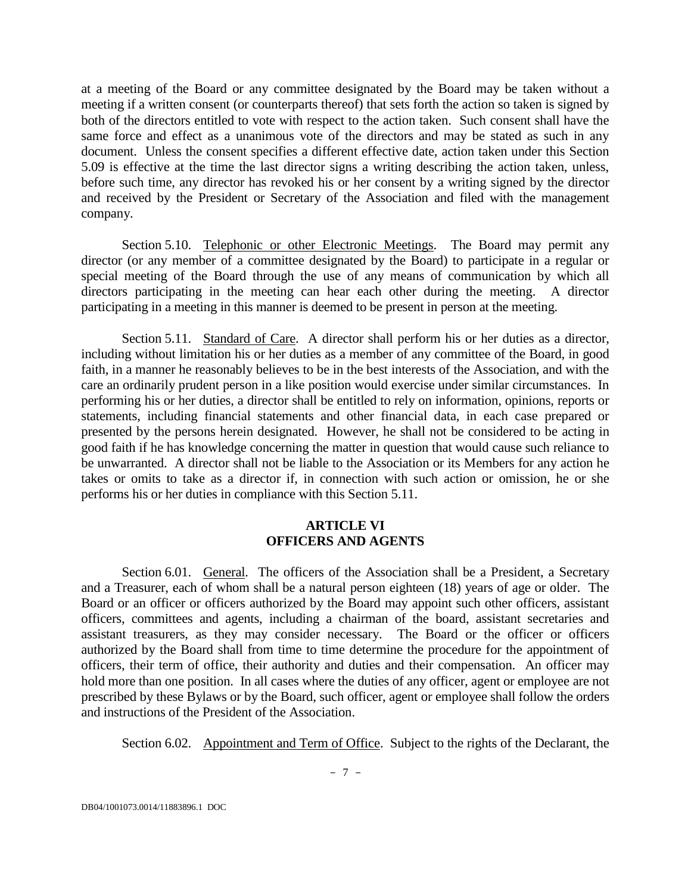at a meeting of the Board or any committee designated by the Board may be taken without a meeting if a written consent (or counterparts thereof) that sets forth the action so taken is signed by both of the directors entitled to vote with respect to the action taken. Such consent shall have the same force and effect as a unanimous vote of the directors and may be stated as such in any document. Unless the consent specifies a different effective date, action taken under this Section 5.09 is effective at the time the last director signs a writing describing the action taken, unless, before such time, any director has revoked his or her consent by a writing signed by the director and received by the President or Secretary of the Association and filed with the management company.

Section 5.10. Telephonic or other Electronic Meetings. The Board may permit any director (or any member of a committee designated by the Board) to participate in a regular or special meeting of the Board through the use of any means of communication by which all directors participating in the meeting can hear each other during the meeting. A director participating in a meeting in this manner is deemed to be present in person at the meeting.

Section 5.11. Standard of Care. A director shall perform his or her duties as a director, including without limitation his or her duties as a member of any committee of the Board, in good faith, in a manner he reasonably believes to be in the best interests of the Association, and with the care an ordinarily prudent person in a like position would exercise under similar circumstances. In performing his or her duties, a director shall be entitled to rely on information, opinions, reports or statements, including financial statements and other financial data, in each case prepared or presented by the persons herein designated. However, he shall not be considered to be acting in good faith if he has knowledge concerning the matter in question that would cause such reliance to be unwarranted. A director shall not be liable to the Association or its Members for any action he takes or omits to take as a director if, in connection with such action or omission, he or she performs his or her duties in compliance with this Section 5.11.

## ARTICLE VI
## OFFICERS AND AGENTS

Section 6.01. General. The officers of the Association shall be a President, a Secretary and a Treasurer, each of whom shall be a natural person eighteen (18) years of age or older. The Board or an officer or officers authorized by the Board may appoint such other officers, assistant officers, committees and agents, including a chairman of the board, assistant secretaries and assistant treasurers, as they may consider necessary. The Board or the officer or officers authorized by the Board shall from time to time determine the procedure for the appointment of officers, their term of office, their authority and duties and their compensation. An officer may hold more than one position. In all cases where the duties of any officer, agent or employee are not prescribed by these Bylaws or by the Board, such officer, agent or employee shall follow the orders and instructions of the President of the Association.

Section 6.02. Appointment and Term of Office. Subject to the rights of the Declarant, the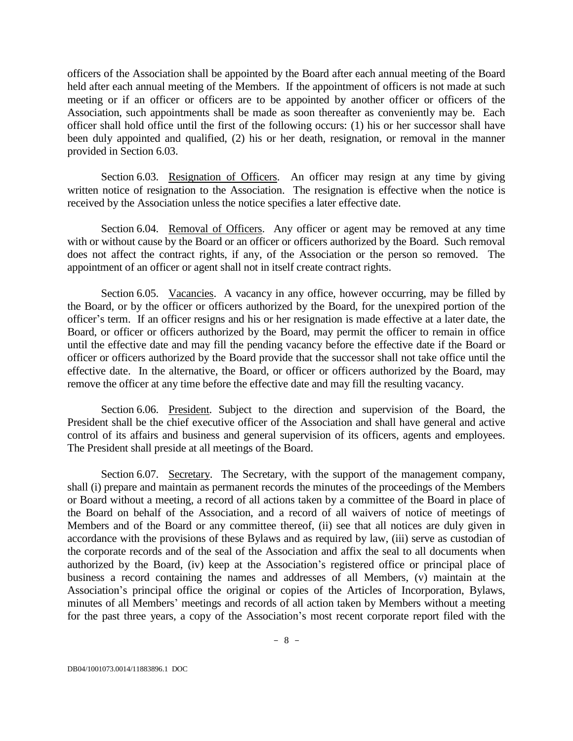officers of the Association shall be appointed by the Board after each annual meeting of the Board held after each annual meeting of the Members. If the appointment of officers is not made at such meeting or if an officer or officers are to be appointed by another officer or officers of the Association, such appointments shall be made as soon thereafter as conveniently may be. Each officer shall hold office until the first of the following occurs: (1) his or her successor shall have been duly appointed and qualified, (2) his or her death, resignation, or removal in the manner provided in Section 6.03.

Section 6.03. Resignation of Officers. An officer may resign at any time by giving written notice of resignation to the Association. The resignation is effective when the notice is received by the Association unless the notice specifies a later effective date.

Section 6.04. Removal of Officers. Any officer or agent may be removed at any time with or without cause by the Board or an officer or officers authorized by the Board. Such removal does not affect the contract rights, if any, of the Association or the person so removed. The appointment of an officer or agent shall not in itself create contract rights.

Section 6.05. Vacancies. A vacancy in any office, however occurring, may be filled by the Board, or by the officer or officers authorized by the Board, for the unexpired portion of the officer's term. If an officer resigns and his or her resignation is made effective at a later date, the Board, or officer or officers authorized by the Board, may permit the officer to remain in office until the effective date and may fill the pending vacancy before the effective date if the Board or officer or officers authorized by the Board provide that the successor shall not take office until the effective date. In the alternative, the Board, or officer or officers authorized by the Board, may remove the officer at any time before the effective date and may fill the resulting vacancy.

Section 6.06. President. Subject to the direction and supervision of the Board, the President shall be the chief executive officer of the Association and shall have general and active control of its affairs and business and general supervision of its officers, agents and employees. The President shall preside at all meetings of the Board.

Section 6.07. Secretary. The Secretary, with the support of the management company, shall (i) prepare and maintain as permanent records the minutes of the proceedings of the Members or Board without a meeting, a record of all actions taken by a committee of the Board in place of the Board on behalf of the Association, and a record of all waivers of notice of meetings of Members and of the Board or any committee thereof, (ii) see that all notices are duly given in accordance with the provisions of these Bylaws and as required by law, (iii) serve as custodian of the corporate records and of the seal of the Association and affix the seal to all documents when authorized by the Board, (iv) keep at the Association's registered office or principal place of business a record containing the names and addresses of all Members, (v) maintain at the Association's principal office the original or copies of the Articles of Incorporation, Bylaws, minutes of all Members' meetings and records of all action taken by Members without a meeting for the past three years, a copy of the Association's most recent corporate report filed with the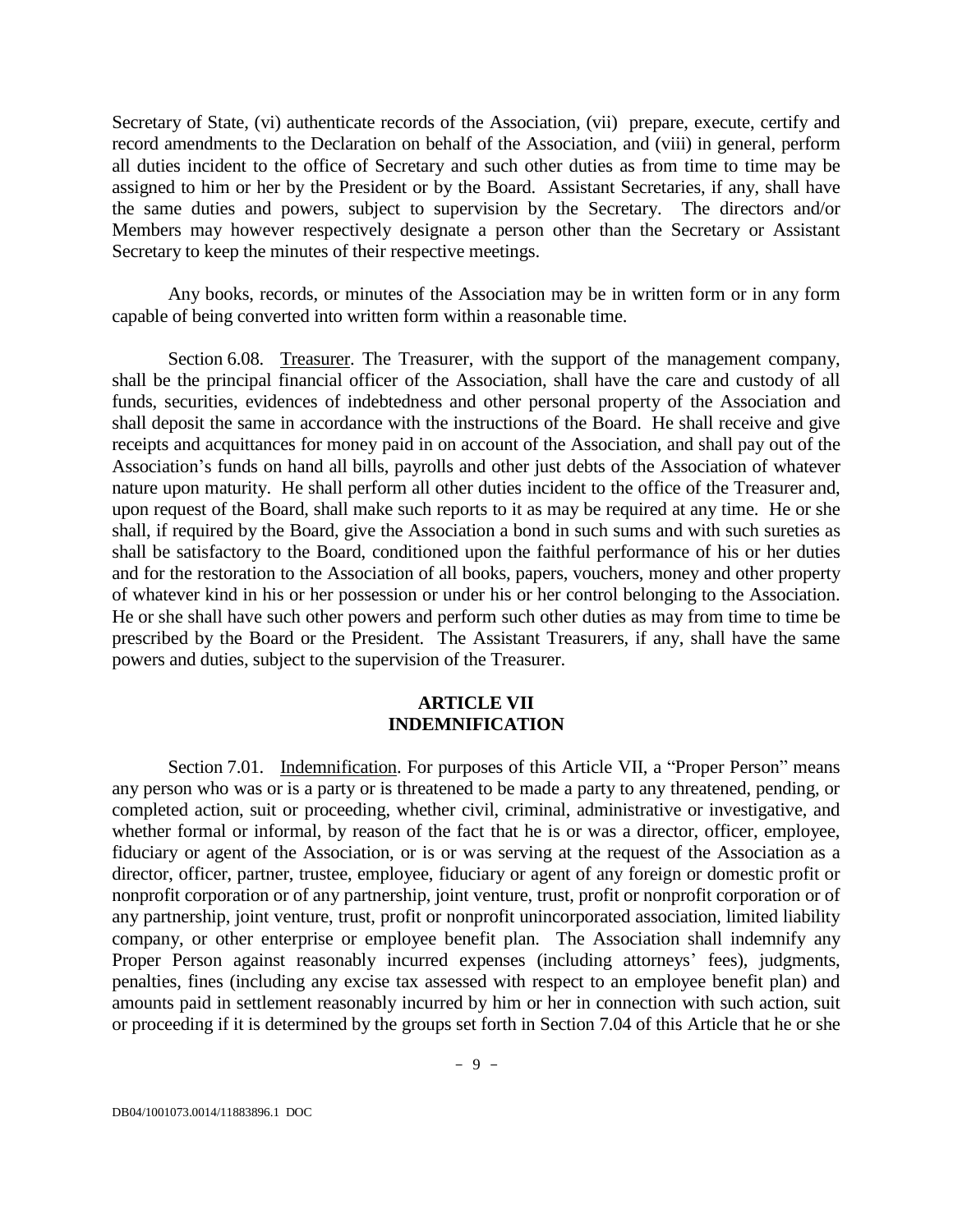Secretary of State, (vi) authenticate records of the Association, (vii) prepare, execute, certify and record amendments to the Declaration on behalf of the Association, and (viii) in general, perform all duties incident to the office of Secretary and such other duties as from time to time may be assigned to him or her by the President or by the Board. Assistant Secretaries, if any, shall have the same duties and powers, subject to supervision by the Secretary. The directors and/or Members may however respectively designate a person other than the Secretary or Assistant Secretary to keep the minutes of their respective meetings.

Any books, records, or minutes of the Association may be in written form or in any form capable of being converted into written form within a reasonable time.

Section 6.08. Treasurer. The Treasurer, with the support of the management company, shall be the principal financial officer of the Association, shall have the care and custody of all funds, securities, evidences of indebtedness and other personal property of the Association and shall deposit the same in accordance with the instructions of the Board. He shall receive and give receipts and acquittances for money paid in on account of the Association, and shall pay out of the Association's funds on hand all bills, payrolls and other just debts of the Association of whatever nature upon maturity. He shall perform all other duties incident to the office of the Treasurer and, upon request of the Board, shall make such reports to it as may be required at any time. He or she shall, if required by the Board, give the Association a bond in such sums and with such sureties as shall be satisfactory to the Board, conditioned upon the faithful performance of his or her duties and for the restoration to the Association of all books, papers, vouchers, money and other property of whatever kind in his or her possession or under his or her control belonging to the Association. He or she shall have such other powers and perform such other duties as may from time to time be prescribed by the Board or the President. The Assistant Treasurers, if any, shall have the same powers and duties, subject to the supervision of the Treasurer.

## ARTICLE VII
## INDEMNIFICATION

Section 7.01. Indemnification. For purposes of this Article VII, a "Proper Person" means any person who was or is a party or is threatened to be made a party to any threatened, pending, or completed action, suit or proceeding, whether civil, criminal, administrative or investigative, and whether formal or informal, by reason of the fact that he is or was a director, officer, employee, fiduciary or agent of the Association, or is or was serving at the request of the Association as a director, officer, partner, trustee, employee, fiduciary or agent of any foreign or domestic profit or nonprofit corporation or of any partnership, joint venture, trust, profit or nonprofit corporation or of any partnership, joint venture, trust, profit or nonprofit unincorporated association, limited liability company, or other enterprise or employee benefit plan. The Association shall indemnify any Proper Person against reasonably incurred expenses (including attorneys' fees), judgments, penalties, fines (including any excise tax assessed with respect to an employee benefit plan) and amounts paid in settlement reasonably incurred by him or her in connection with such action, suit or proceeding if it is determined by the groups set forth in Section 7.04 of this Article that he or she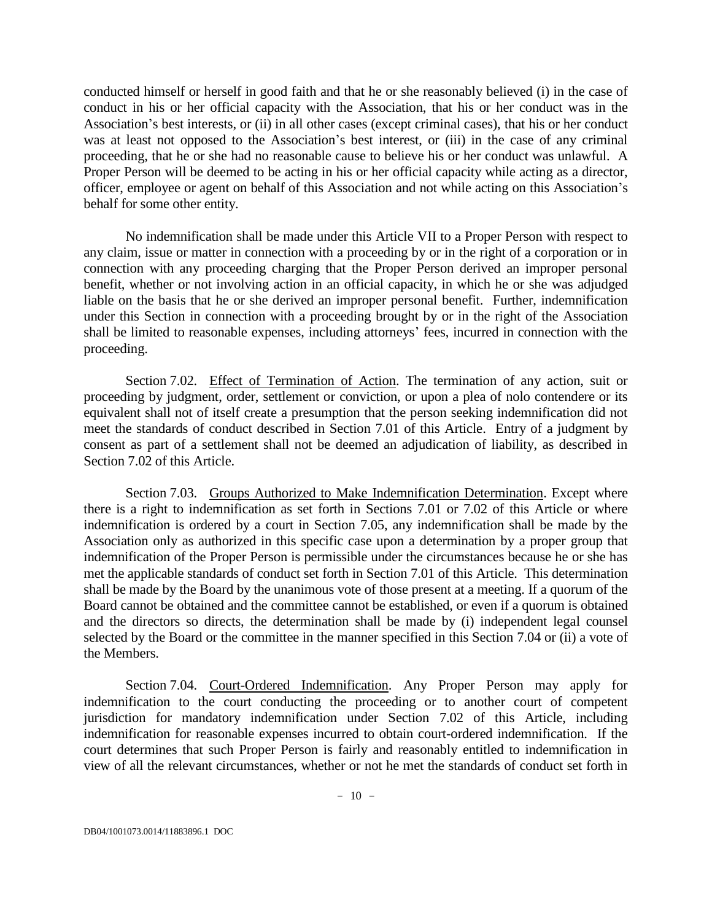conducted himself or herself in good faith and that he or she reasonably believed (i) in the case of conduct in his or her official capacity with the Association, that his or her conduct was in the Association's best interests, or (ii) in all other cases (except criminal cases), that his or her conduct was at least not opposed to the Association's best interest, or (iii) in the case of any criminal proceeding, that he or she had no reasonable cause to believe his or her conduct was unlawful. A Proper Person will be deemed to be acting in his or her official capacity while acting as a director, officer, employee or agent on behalf of this Association and not while acting on this Association's behalf for some other entity.

No indemnification shall be made under this Article VII to a Proper Person with respect to any claim, issue or matter in connection with a proceeding by or in the right of a corporation or in connection with any proceeding charging that the Proper Person derived an improper personal benefit, whether or not involving action in an official capacity, in which he or she was adjudged liable on the basis that he or she derived an improper personal benefit. Further, indemnification under this Section in connection with a proceeding brought by or in the right of the Association shall be limited to reasonable expenses, including attorneys' fees, incurred in connection with the proceeding.

Section 7.02. Effect of Termination of Action. The termination of any action, suit or proceeding by judgment, order, settlement or conviction, or upon a plea of nolo contendere or its equivalent shall not of itself create a presumption that the person seeking indemnification did not meet the standards of conduct described in Section 7.01 of this Article. Entry of a judgment by consent as part of a settlement shall not be deemed an adjudication of liability, as described in Section 7.02 of this Article.

Section 7.03. Groups Authorized to Make Indemnification Determination. Except where there is a right to indemnification as set forth in Sections 7.01 or 7.02 of this Article or where indemnification is ordered by a court in Section 7.05, any indemnification shall be made by the Association only as authorized in this specific case upon a determination by a proper group that indemnification of the Proper Person is permissible under the circumstances because he or she has met the applicable standards of conduct set forth in Section 7.01 of this Article. This determination shall be made by the Board by the unanimous vote of those present at a meeting. If a quorum of the Board cannot be obtained and the committee cannot be established, or even if a quorum is obtained and the directors so directs, the determination shall be made by (i) independent legal counsel selected by the Board or the committee in the manner specified in this Section 7.04 or (ii) a vote of the Members.

Section 7.04. Court-Ordered Indemnification. Any Proper Person may apply for indemnification to the court conducting the proceeding or to another court of competent jurisdiction for mandatory indemnification under Section 7.02 of this Article, including indemnification for reasonable expenses incurred to obtain court-ordered indemnification. If the court determines that such Proper Person is fairly and reasonably entitled to indemnification in view of all the relevant circumstances, whether or not he met the standards of conduct set forth in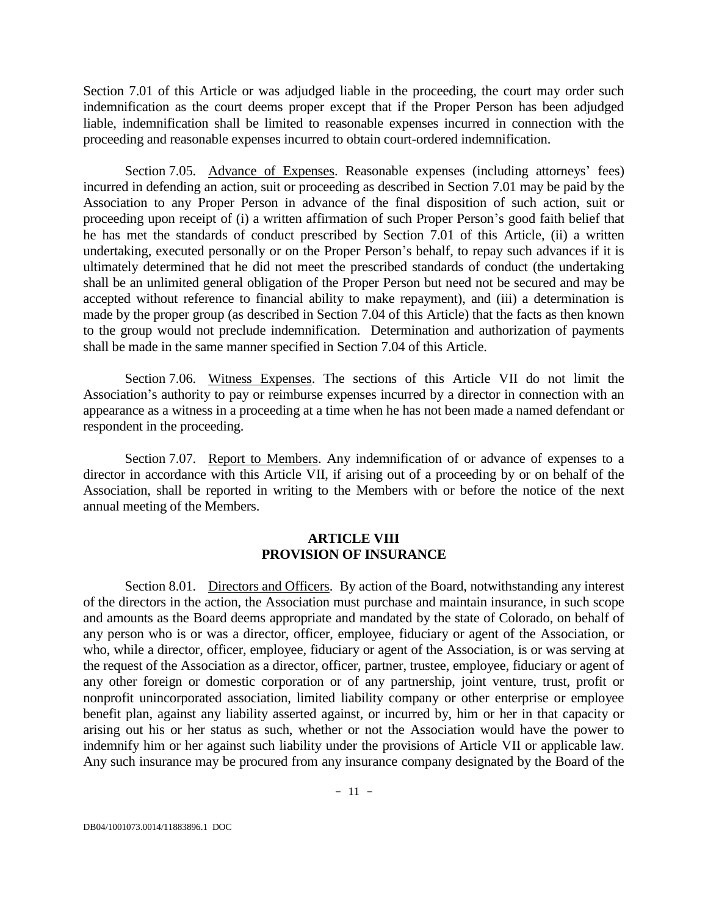Section 7.01 of this Article or was adjudged liable in the proceeding, the court may order such indemnification as the court deems proper except that if the Proper Person has been adjudged liable, indemnification shall be limited to reasonable expenses incurred in connection with the proceeding and reasonable expenses incurred to obtain court-ordered indemnification.

Section 7.05. Advance of Expenses. Reasonable expenses (including attorneys' fees) incurred in defending an action, suit or proceeding as described in Section 7.01 may be paid by the Association to any Proper Person in advance of the final disposition of such action, suit or proceeding upon receipt of (i) a written affirmation of such Proper Person's good faith belief that he has met the standards of conduct prescribed by Section 7.01 of this Article, (ii) a written undertaking, executed personally or on the Proper Person's behalf, to repay such advances if it is ultimately determined that he did not meet the prescribed standards of conduct (the undertaking shall be an unlimited general obligation of the Proper Person but need not be secured and may be accepted without reference to financial ability to make repayment), and (iii) a determination is made by the proper group (as described in Section 7.04 of this Article) that the facts as then known to the group would not preclude indemnification. Determination and authorization of payments shall be made in the same manner specified in Section 7.04 of this Article.

Section 7.06. Witness Expenses. The sections of this Article VII do not limit the Association's authority to pay or reimburse expenses incurred by a director in connection with an appearance as a witness in a proceeding at a time when he has not been made a named defendant or respondent in the proceeding.

Section 7.07. Report to Members. Any indemnification of or advance of expenses to a director in accordance with this Article VII, if arising out of a proceeding by or on behalf of the Association, shall be reported in writing to the Members with or before the notice of the next annual meeting of the Members.

## ARTICLE VIII
## PROVISION OF INSURANCE

Section 8.01. Directors and Officers. By action of the Board, notwithstanding any interest of the directors in the action, the Association must purchase and maintain insurance, in such scope and amounts as the Board deems appropriate and mandated by the state of Colorado, on behalf of any person who is or was a director, officer, employee, fiduciary or agent of the Association, or who, while a director, officer, employee, fiduciary or agent of the Association, is or was serving at the request of the Association as a director, officer, partner, trustee, employee, fiduciary or agent of any other foreign or domestic corporation or of any partnership, joint venture, trust, profit or nonprofit unincorporated association, limited liability company or other enterprise or employee benefit plan, against any liability asserted against, or incurred by, him or her in that capacity or arising out his or her status as such, whether or not the Association would have the power to indemnify him or her against such liability under the provisions of Article VII or applicable law. Any such insurance may be procured from any insurance company designated by the Board of the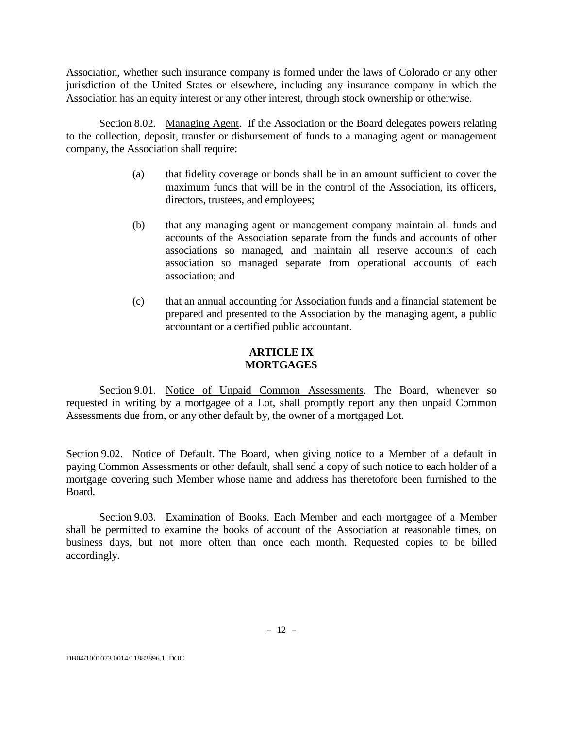Association, whether such insurance company is formed under the laws of Colorado or any other jurisdiction of the United States or elsewhere, including any insurance company in which the Association has an equity interest or any other interest, through stock ownership or otherwise.

Section 8.02. Managing Agent. If the Association or the Board delegates powers relating to the collection, deposit, transfer or disbursement of funds to a managing agent or management company, the Association shall require:

(a) that fidelity coverage or bonds shall be in an amount sufficient to cover the maximum funds that will be in the control of the Association, its officers, directors, trustees, and employees;

(b) that any managing agent or management company maintain all funds and accounts of the Association separate from the funds and accounts of other associations so managed, and maintain all reserve accounts of each association so managed separate from operational accounts of each association; and

(c) that an annual accounting for Association funds and a financial statement be prepared and presented to the Association by the managing agent, a public accountant or a certified public accountant.

## ARTICLE IX
## MORTGAGES

Section 9.01. Notice of Unpaid Common Assessments. The Board, whenever so requested in writing by a mortgagee of a Lot, shall promptly report any then unpaid Common Assessments due from, or any other default by, the owner of a mortgaged Lot.

Section 9.02. Notice of Default. The Board, when giving notice to a Member of a default in paying Common Assessments or other default, shall send a copy of such notice to each holder of a mortgage covering such Member whose name and address has theretofore been furnished to the Board.

Section 9.03. Examination of Books. Each Member and each mortgagee of a Member shall be permitted to examine the books of account of the Association at reasonable times, on business days, but not more often than once each month. Requested copies to be billed accordingly.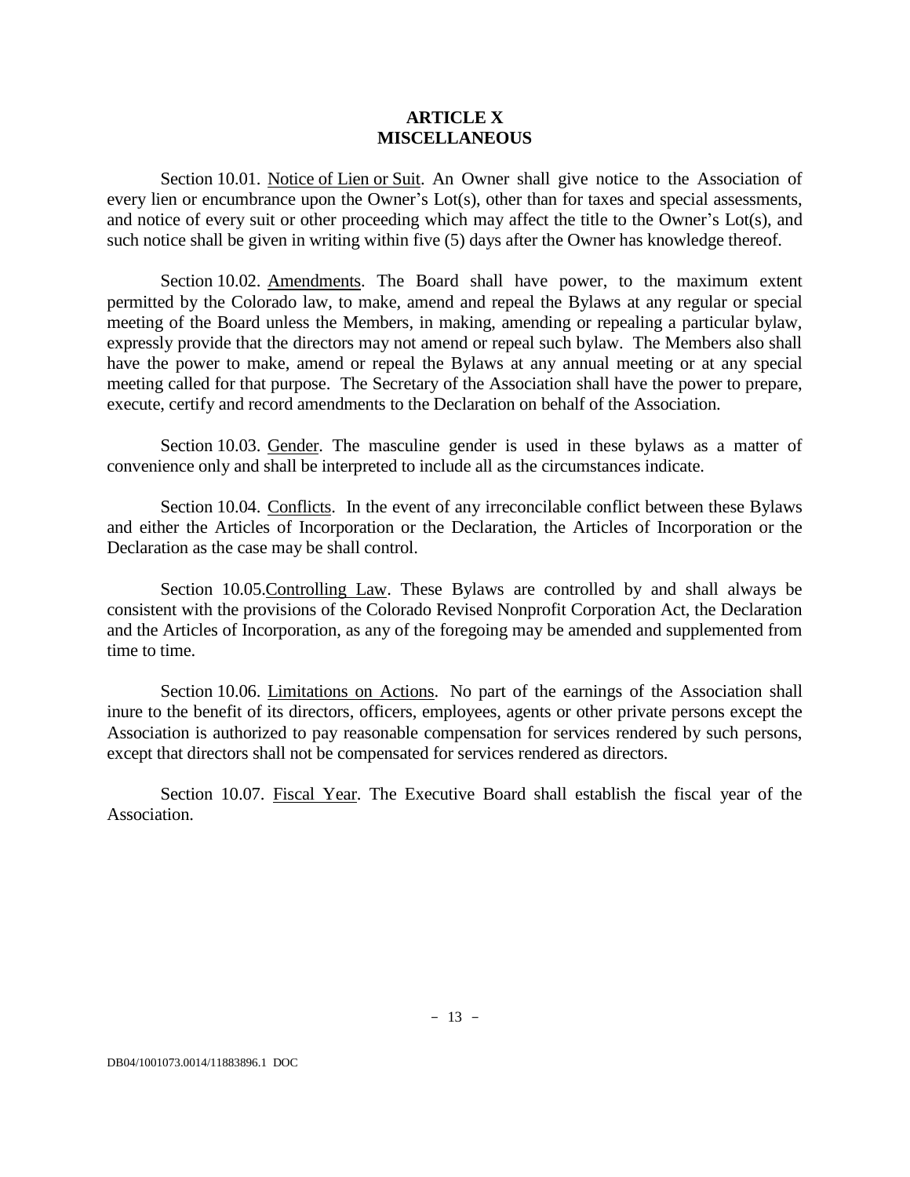# ARTICLE X
# MISCELLANEOUS

Section 10.01. Notice of Lien or Suit. An Owner shall give notice to the Association of every lien or encumbrance upon the Owner's Lot(s), other than for taxes and special assessments, and notice of every suit or other proceeding which may affect the title to the Owner's Lot(s), and such notice shall be given in writing within five (5) days after the Owner has knowledge thereof.

Section 10.02. Amendments. The Board shall have power, to the maximum extent permitted by the Colorado law, to make, amend and repeal the Bylaws at any regular or special meeting of the Board unless the Members, in making, amending or repealing a particular bylaw, expressly provide that the directors may not amend or repeal such bylaw. The Members also shall have the power to make, amend or repeal the Bylaws at any annual meeting or at any special meeting called for that purpose. The Secretary of the Association shall have the power to prepare, execute, certify and record amendments to the Declaration on behalf of the Association.

Section 10.03. Gender. The masculine gender is used in these bylaws as a matter of convenience only and shall be interpreted to include all as the circumstances indicate.

Section 10.04. Conflicts. In the event of any irreconcilable conflict between these Bylaws and either the Articles of Incorporation or the Declaration, the Articles of Incorporation or the Declaration as the case may be shall control.

Section 10.05. Controlling Law. These Bylaws are controlled by and shall always be consistent with the provisions of the Colorado Revised Nonprofit Corporation Act, the Declaration and the Articles of Incorporation, as any of the foregoing may be amended and supplemented from time to time.

Section 10.06. Limitations on Actions. No part of the earnings of the Association shall inure to the benefit of its directors, officers, employees, agents or other private persons except the Association is authorized to pay reasonable compensation for services rendered by such persons, except that directors shall not be compensated for services rendered as directors.

Section 10.07. Fiscal Year. The Executive Board shall establish the fiscal year of the Association.

DB04/1001073.0014/11883896.1 DOC